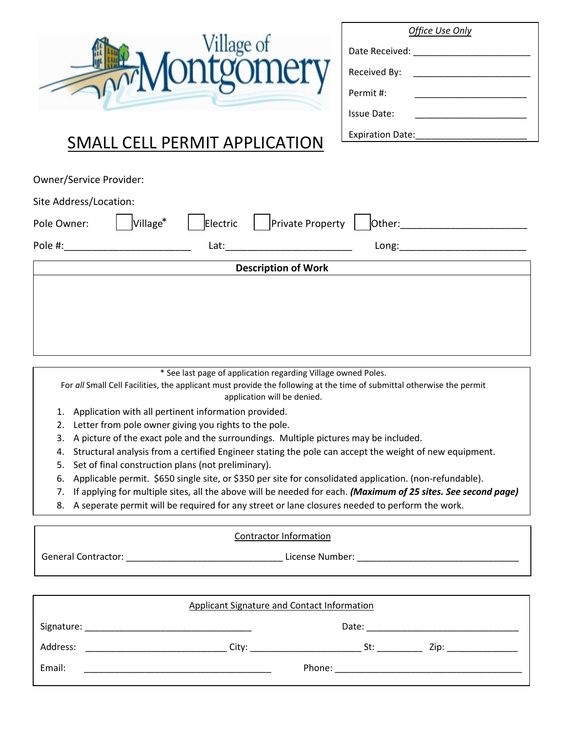Village of Montgomery

**Office Use Only**

Date Received: ______________________

Received By: ______________________

Permit #: ______________________

Issue Date: ______________________

Expiration Date: ______________________

# SMALL CELL PERMIT APPLICATION

Owner/Service Provider:

Site Address/Location:

Pole Owner: ☐ Village* ☐ Electric ☐ Private Property ☐ Other: ______________________

Pole #: ______________________ Lat: ______________________ Long: ______________________

| **Description of Work** |
|---|
| |

\* See last page of application regarding Village owned Poles.

For *all* Small Cell Facilities, the applicant must provide the following at the time of submittal otherwise the permit application will be denied.

1. Application with all pertinent information provided.
2. Letter from pole owner giving you rights to the pole.
3. A picture of the exact pole and the surroundings. Multiple pictures may be included.
4. Structural analysis from a certified Engineer stating the pole can accept the weight of new equipment.
5. Set of final construction plans (not preliminary).
6. Applicable permit. $650 single site, or $350 per site for consolidated application. (non-refundable).
7. If applying for multiple sites, all the above will be needed for each. ***(Maximum of 25 sites. See second page)***
8. A seperate permit will be required for any street or lane closures needed to perform the work.

**Contractor Information**

General Contractor: ______________________ License Number: ______________________

**Applicant Signature and Contact Information**

Signature: ______________________ Date: ______________________

Address: ______________________ City: ______________________ St: ________ Zip: ____________

Email: ______________________ Phone: ______________________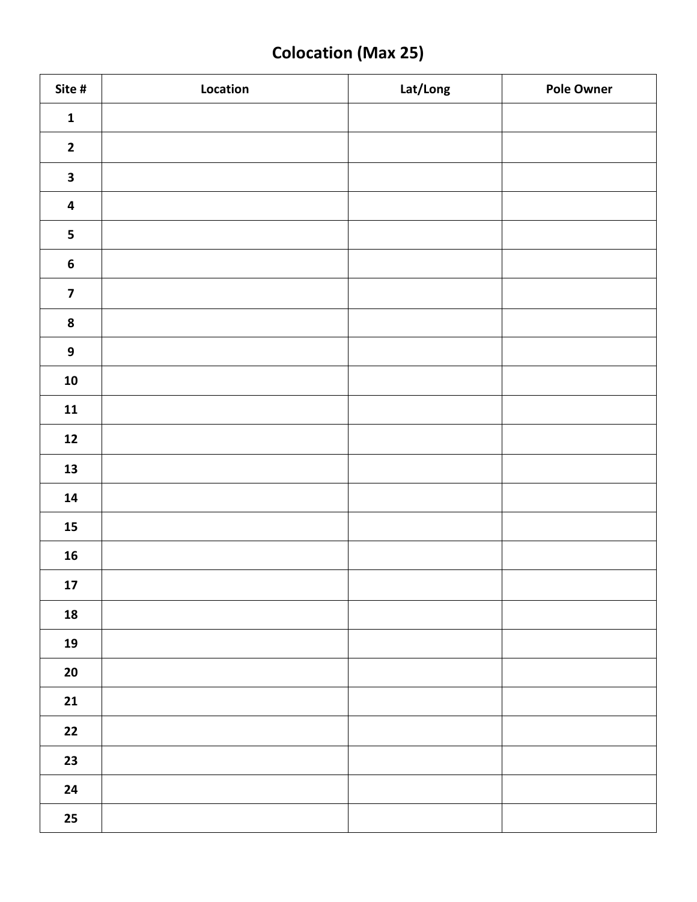# Colocation (Max 25)

| Site # | Location | Lat/Long | Pole Owner |
|---|---|---|---|
| 1 | | | |
| 2 | | | |
| 3 | | | |
| 4 | | | |
| 5 | | | |
| 6 | | | |
| 7 | | | |
| 8 | | | |
| 9 | | | |
| 10 | | | |
| 11 | | | |
| 12 | | | |
| 13 | | | |
| 14 | | | |
| 15 | | | |
| 16 | | | |
| 17 | | | |
| 18 | | | |
| 19 | | | |
| 20 | | | |
| 21 | | | |
| 22 | | | |
| 23 | | | |
| 24 | | | |
| 25 | | | |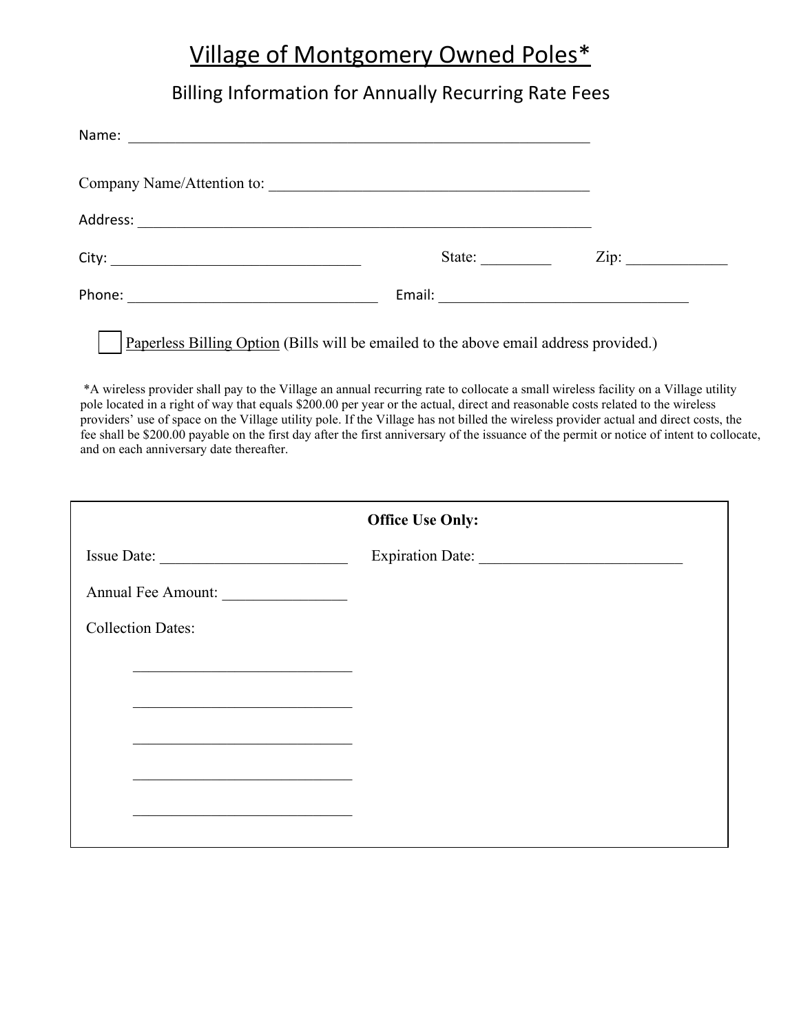# Village of Montgomery Owned Poles*

## Billing Information for Annually Recurring Rate Fees

Name: ____________________________________________________________

Company Name/Attention to: __________________________________________

Address: ____________________________________________________________

City: _________________________________ State: _________ Zip: _____________

Phone: _________________________________ Email: _________________________________

☐ Paperless Billing Option (Bills will be emailed to the above email address provided.)

*A wireless provider shall pay to the Village an annual recurring rate to collocate a small wireless facility on a Village utility pole located in a right of way that equals $200.00 per year or the actual, direct and reasonable costs related to the wireless providers' use of space on the Village utility pole. If the Village has not billed the wireless provider actual and direct costs, the fee shall be $200.00 payable on the first day after the first anniversary of the issuance of the permit or notice of intent to collocate, and on each anniversary date thereafter.

---

**Office Use Only:**

Issue Date: ________________________ Expiration Date: __________________________

Annual Fee Amount: ________________

Collection Dates:

____________________________

____________________________

____________________________

____________________________

____________________________